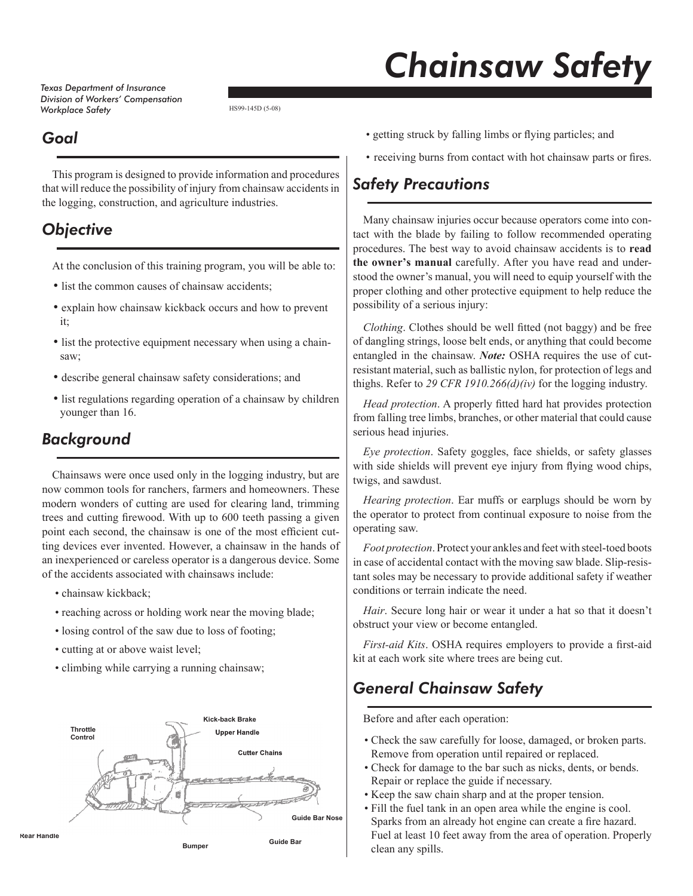# Chainsaw Safety

*Texas Department of Insurance*
*Division of Workers' Compensation*
*Workplace Safety*

HS99-145D (5-08)

## Goal

This program is designed to provide information and procedures that will reduce the possibility of injury from chainsaw accidents in the logging, construction, and agriculture industries.

## Objective

At the conclusion of this training program, you will be able to:

- list the common causes of chainsaw accidents;
- explain how chainsaw kickback occurs and how to prevent it;
- list the protective equipment necessary when using a chainsaw;
- describe general chainsaw safety considerations; and
- list regulations regarding operation of a chainsaw by children younger than 16.

## Background

Chainsaws were once used only in the logging industry, but are now common tools for ranchers, farmers and homeowners. These modern wonders of cutting are used for clearing land, trimming trees and cutting firewood. With up to 600 teeth passing a given point each second, the chainsaw is one of the most efficient cutting devices ever invented. However, a chainsaw in the hands of an inexperienced or careless operator is a dangerous device. Some of the accidents associated with chainsaws include:

- chainsaw kickback;
- reaching across or holding work near the moving blade;
- losing control of the saw due to loss of footing;
- cutting at or above waist level;
- climbing while carrying a running chainsaw;
- getting struck by falling limbs or flying particles; and
- receiving burns from contact with hot chainsaw parts or fires.

Throttle Control, Kick-back Brake, Upper Handle, Cutter Chains, Guide Bar Nose, Rear Handle, Bumper, Guide Bar

## Safety Precautions

Many chainsaw injuries occur because operators come into contact with the blade by failing to follow recommended operating procedures. The best way to avoid chainsaw accidents is to **read the owner's manual** carefully. After you have read and understood the owner's manual, you will need to equip yourself with the proper clothing and other protective equipment to help reduce the possibility of a serious injury:

*Clothing*. Clothes should be well fitted (not baggy) and be free of dangling strings, loose belt ends, or anything that could become entangled in the chainsaw. ***Note:*** OSHA requires the use of cut-resistant material, such as ballistic nylon, for protection of legs and thighs. Refer to *29 CFR 1910.266(d)(iv)* for the logging industry.

*Head protection*. A properly fitted hard hat provides protection from falling tree limbs, branches, or other material that could cause serious head injuries.

*Eye protection*. Safety goggles, face shields, or safety glasses with side shields will prevent eye injury from flying wood chips, twigs, and sawdust.

*Hearing protection*. Ear muffs or earplugs should be worn by the operator to protect from continual exposure to noise from the operating saw.

*Foot protection*. Protect your ankles and feet with steel-toed boots in case of accidental contact with the moving saw blade. Slip-resistant soles may be necessary to provide additional safety if weather conditions or terrain indicate the need.

*Hair*. Secure long hair or wear it under a hat so that it doesn't obstruct your view or become entangled.

*First-aid Kits*. OSHA requires employers to provide a first-aid kit at each work site where trees are being cut.

## General Chainsaw Safety

Before and after each operation:

- Check the saw carefully for loose, damaged, or broken parts. Remove from operation until repaired or replaced.
- Check for damage to the bar such as nicks, dents, or bends. Repair or replace the guide if necessary.
- Keep the saw chain sharp and at the proper tension.
- Fill the fuel tank in an open area while the engine is cool. Sparks from an already hot engine can create a fire hazard. Fuel at least 10 feet away from the area of operation. Properly clean any spills.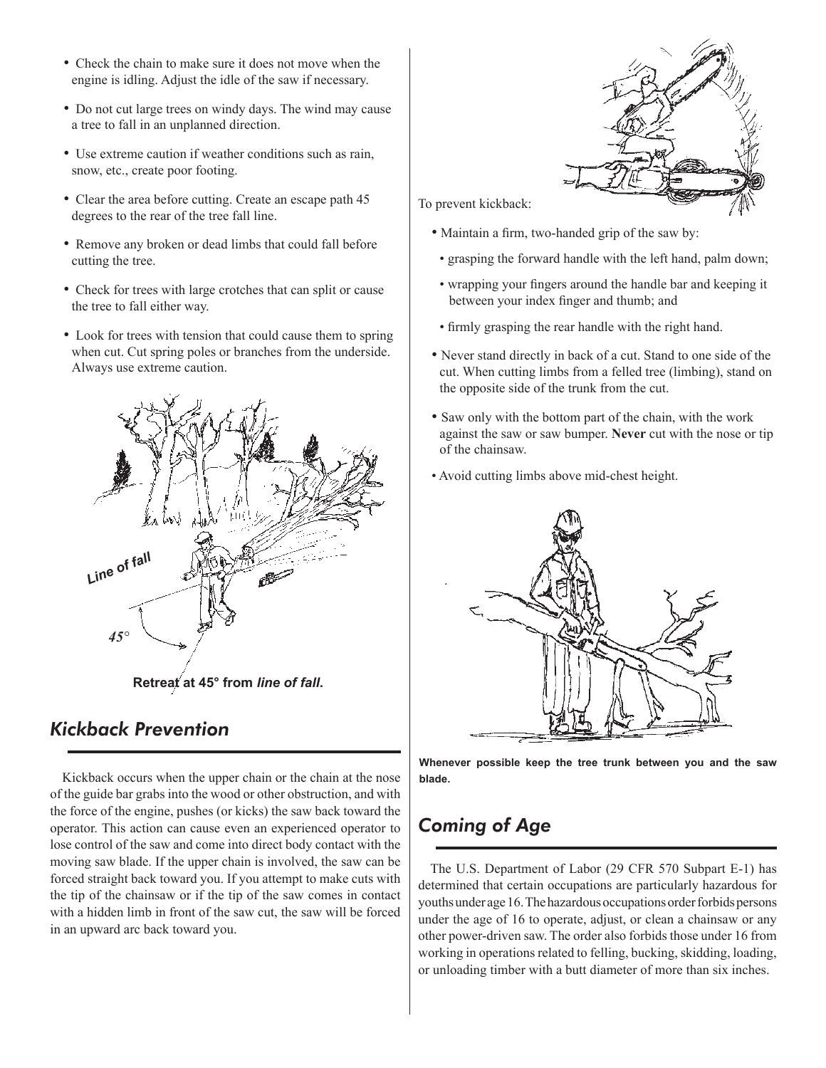- Check the chain to make sure it does not move when the engine is idling. Adjust the idle of the saw if necessary.
- Do not cut large trees on windy days. The wind may cause a tree to fall in an unplanned direction.
- Use extreme caution if weather conditions such as rain, snow, etc., create poor footing.
- Clear the area before cutting. Create an escape path 45 degrees to the rear of the tree fall line.
- Remove any broken or dead limbs that could fall before cutting the tree.
- Check for trees with large crotches that can split or cause the tree to fall either way.
- Look for trees with tension that could cause them to spring when cut. Cut spring poles or branches from the underside. Always use extreme caution.

**Retreat at 45° from *line of fall*.**

## *Kickback Prevention*

Kickback occurs when the upper chain or the chain at the nose of the guide bar grabs into the wood or other obstruction, and with the force of the engine, pushes (or kicks) the saw back toward the operator. This action can cause even an experienced operator to lose control of the saw and come into direct body contact with the moving saw blade. If the upper chain is involved, the saw can be forced straight back toward you. If you attempt to make cuts with the tip of the chainsaw or if the tip of the saw comes in contact with a hidden limb in front of the saw cut, the saw will be forced in an upward arc back toward you.

To prevent kickback:

- Maintain a firm, two-handed grip of the saw by:
  - grasping the forward handle with the left hand, palm down;
  - wrapping your fingers around the handle bar and keeping it between your index finger and thumb; and
  - firmly grasping the rear handle with the right hand.
- Never stand directly in back of a cut. Stand to one side of the cut. When cutting limbs from a felled tree (limbing), stand on the opposite side of the trunk from the cut.
- Saw only with the bottom part of the chain, with the work against the saw or saw bumper. **Never** cut with the nose or tip of the chainsaw.
- Avoid cutting limbs above mid-chest height.

**Whenever possible keep the tree trunk between you and the saw blade.**

## *Coming of Age*

The U.S. Department of Labor (29 CFR 570 Subpart E-1) has determined that certain occupations are particularly hazardous for youths under age 16. The hazardous occupations order forbids persons under the age of 16 to operate, adjust, or clean a chainsaw or any other power-driven saw. The order also forbids those under 16 from working in operations related to felling, bucking, skidding, loading, or unloading timber with a butt diameter of more than six inches.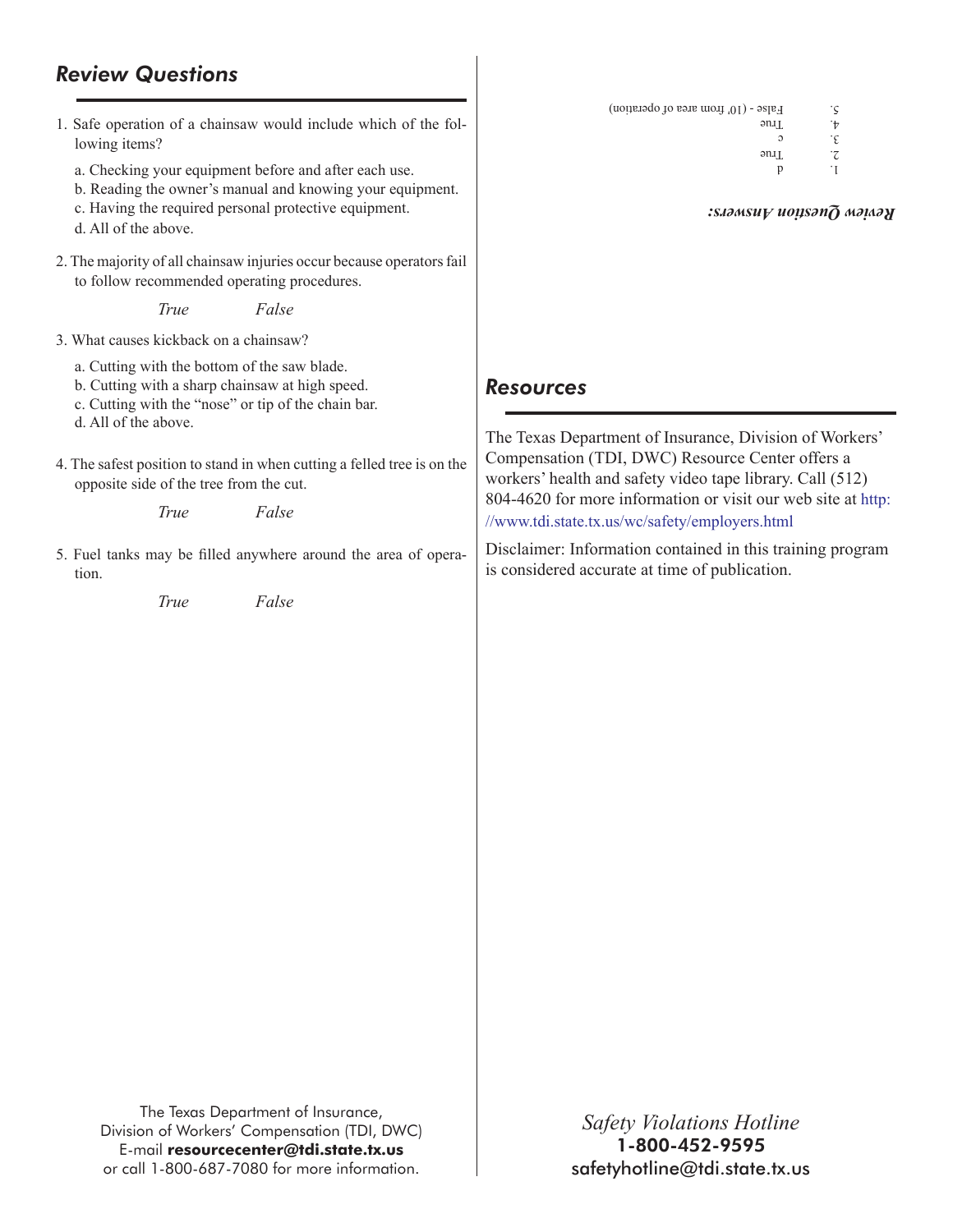## *Review Questions*

1. Safe operation of a chainsaw would include which of the following items?

   a. Checking your equipment before and after each use.
   b. Reading the owner's manual and knowing your equipment.
   c. Having the required personal protective equipment.
   d. All of the above.

2. The majority of all chainsaw injuries occur because operators fail to follow recommended operating procedures.

   *True* *False*

3. What causes kickback on a chainsaw?

   a. Cutting with the bottom of the saw blade.
   b. Cutting with a sharp chainsaw at high speed.
   c. Cutting with the "nose" or tip of the chain bar.
   d. All of the above.

4. The safest position to stand in when cutting a felled tree is on the opposite side of the tree from the cut.

   *True* *False*

5. Fuel tanks may be filled anywhere around the area of operation.

   *True* *False*

***Review Question Answers:***

1. d
2. True
3. c
4. True
5. False - (10' from area of operation)

## *Resources*

The Texas Department of Insurance, Division of Workers' Compensation (TDI, DWC) Resource Center offers a workers' health and safety video tape library. Call (512) 804-4620 for more information or visit our web site at http://www.tdi.state.tx.us/wc/safety/employers.html

Disclaimer: Information contained in this training program is considered accurate at time of publication.

The Texas Department of Insurance,
Division of Workers' Compensation (TDI, DWC)
E-mail **resourcecenter@tdi.state.tx.us**
or call 1-800-687-7080 for more information.

*Safety Violations Hotline*
**1-800-452-9595**
safetyhotline@tdi.state.tx.us